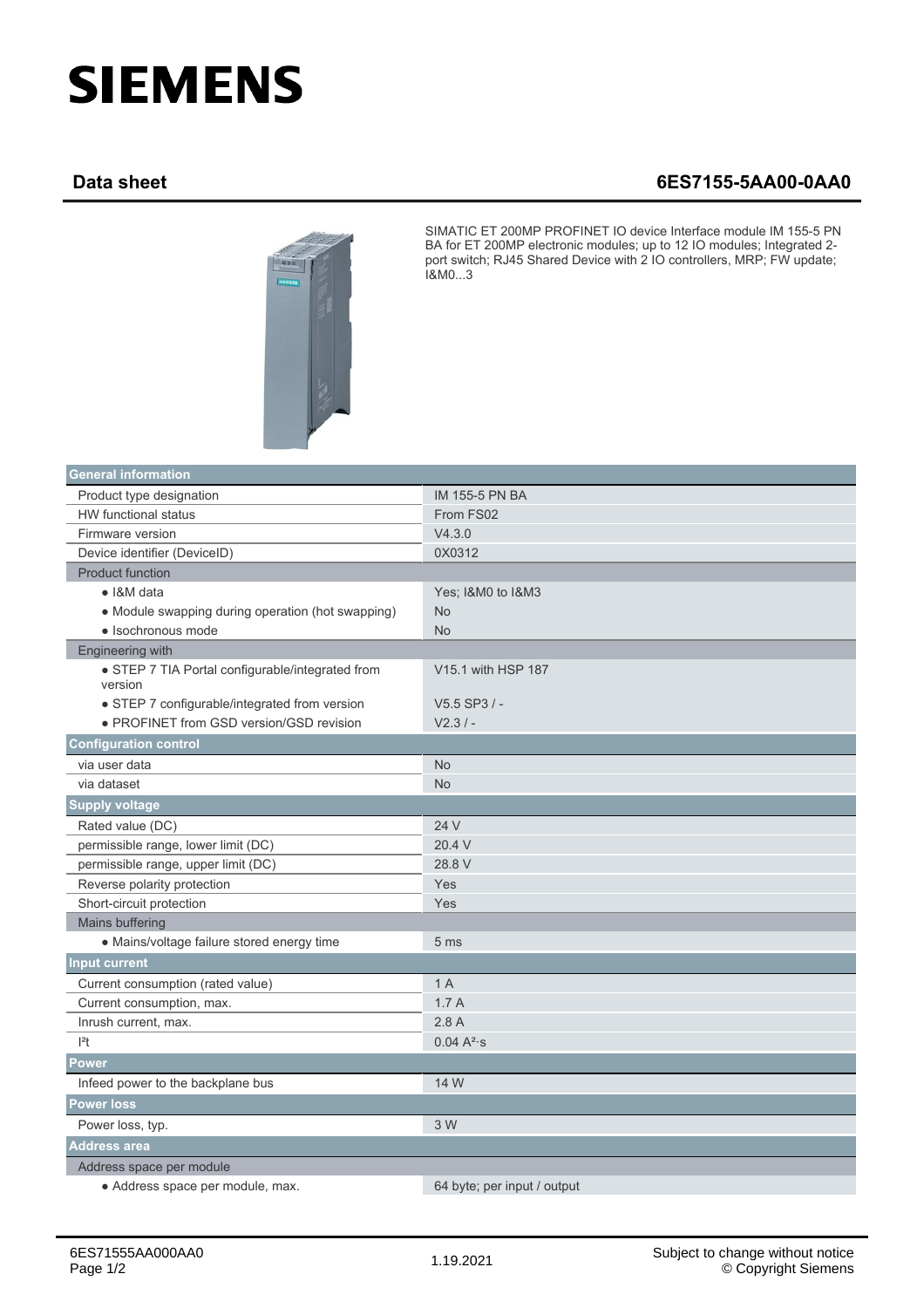# SIEMENS

## Data sheet 6ES7155-5AA00-0AA0

SIMATIC ET 200MP PROFINET IO device Interface module IM 155-5 PN BA for ET 200MP electronic modules; up to 12 IO modules; Integrated 2-port switch; RJ45 Shared Device with 2 IO controllers, MRP; FW update; I&M0...3

| **General information** | |
|---|---|
| Product type designation | IM 155-5 PN BA |
| HW functional status | From FS02 |
| Firmware version | V4.3.0 |
| Device identifier (DeviceID) | 0X0312 |
| Product function | |
| • I&M data | Yes; I&M0 to I&M3 |
| • Module swapping during operation (hot swapping) | No |
| • Isochronous mode | No |
| Engineering with | |
| • STEP 7 TIA Portal configurable/integrated from version | V15.1 with HSP 187 |
| • STEP 7 configurable/integrated from version | V5.5 SP3 / - |
| • PROFINET from GSD version/GSD revision | V2.3 / - |
| **Configuration control** | |
| via user data | No |
| via dataset | No |
| **Supply voltage** | |
| Rated value (DC) | 24 V |
| permissible range, lower limit (DC) | 20.4 V |
| permissible range, upper limit (DC) | 28.8 V |
| Reverse polarity protection | Yes |
| Short-circuit protection | Yes |
| Mains buffering | |
| • Mains/voltage failure stored energy time | 5 ms |
| **Input current** | |
| Current consumption (rated value) | 1 A |
| Current consumption, max. | 1.7 A |
| Inrush current, max. | 2.8 A |
| $I^2t$ | 0.04 $A^2 \cdot s$ |
| **Power** | |
| Infeed power to the backplane bus | 14 W |
| **Power loss** | |
| Power loss, typ. | 3 W |
| **Address area** | |
| Address space per module | |
| • Address space per module, max. | 64 byte; per input / output |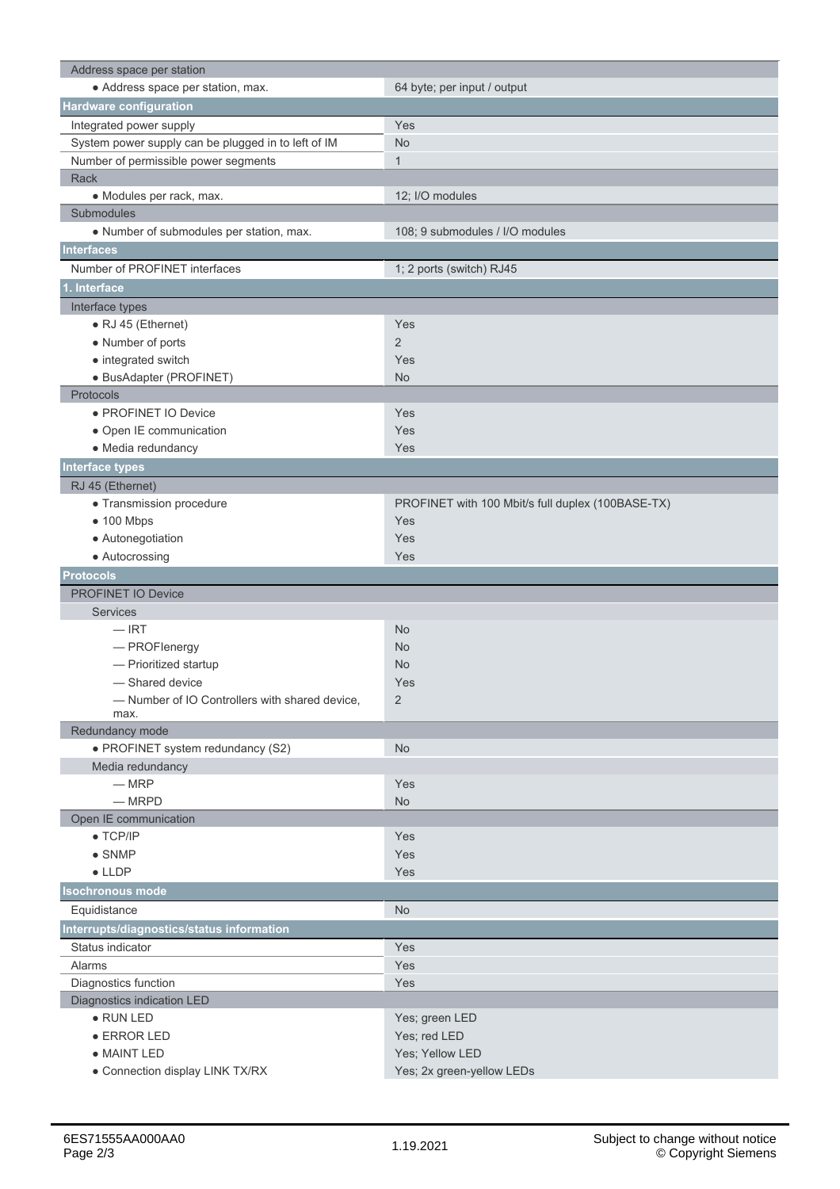| | |
|---|---|
| **Address space per station** | |
| • Address space per station, max. | 64 byte; per input / output |
| **Hardware configuration** | |
| Integrated power supply | Yes |
| System power supply can be plugged in to left of IM | No |
| Number of permissible power segments | 1 |
| **Rack** | |
| • Modules per rack, max. | 12; I/O modules |
| **Submodules** | |
| • Number of submodules per station, max. | 108; 9 submodules / I/O modules |
| **Interfaces** | |
| Number of PROFINET interfaces | 1; 2 ports (switch) RJ45 |
| **1. Interface** | |
| **Interface types** | |
| • RJ 45 (Ethernet) | Yes |
| • Number of ports | 2 |
| • integrated switch | Yes |
| • BusAdapter (PROFINET) | No |
| **Protocols** | |
| • PROFINET IO Device | Yes |
| • Open IE communication | Yes |
| • Media redundancy | Yes |
| **Interface types** | |
| **RJ 45 (Ethernet)** | |
| • Transmission procedure | PROFINET with 100 Mbit/s full duplex (100BASE-TX) |
| • 100 Mbps | Yes |
| • Autonegotiation | Yes |
| • Autocrossing | Yes |
| **Protocols** | |
| **PROFINET IO Device** | |
| **Services** | |
| — IRT | No |
| — PROFIenergy | No |
| — Prioritized startup | No |
| — Shared device | Yes |
| — Number of IO Controllers with shared device, max. | 2 |
| **Redundancy mode** | |
| • PROFINET system redundancy (S2) | No |
| **Media redundancy** | |
| — MRP | Yes |
| — MRPD | No |
| **Open IE communication** | |
| • TCP/IP | Yes |
| • SNMP | Yes |
| • LLDP | Yes |
| **Isochronous mode** | |
| Equidistance | No |
| **Interrupts/diagnostics/status information** | |
| Status indicator | Yes |
| Alarms | Yes |
| Diagnostics function | Yes |
| **Diagnostics indication LED** | |
| • RUN LED | Yes; green LED |
| • ERROR LED | Yes; red LED |
| • MAINT LED | Yes; Yellow LED |
| • Connection display LINK TX/RX | Yes; 2x green-yellow LEDs |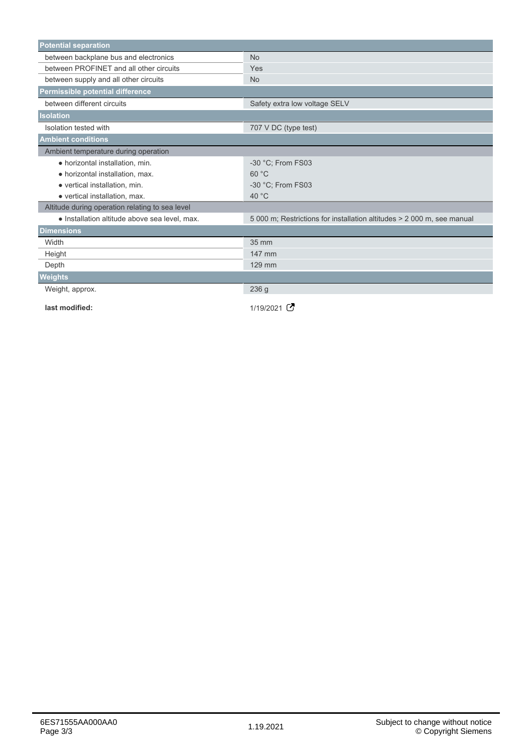| | |
|---|---|
| **Potential separation** | |
| between backplane bus and electronics | No |
| between PROFINET and all other circuits | Yes |
| between supply and all other circuits | No |
| **Permissible potential difference** | |
| between different circuits | Safety extra low voltage SELV |
| **Isolation** | |
| Isolation tested with | 707 V DC (type test) |
| **Ambient conditions** | |
| Ambient temperature during operation | |
| • horizontal installation, min. | -30 °C; From FS03 |
| • horizontal installation, max. | 60 °C |
| • vertical installation, min. | -30 °C; From FS03 |
| • vertical installation, max. | 40 °C |
| Altitude during operation relating to sea level | |
| • Installation altitude above sea level, max. | 5 000 m; Restrictions for installation altitudes > 2 000 m, see manual |
| **Dimensions** | |
| Width | 35 mm |
| Height | 147 mm |
| Depth | 129 mm |
| **Weights** | |
| Weight, approx. | 236 g |

**last modified:** 1/19/2021